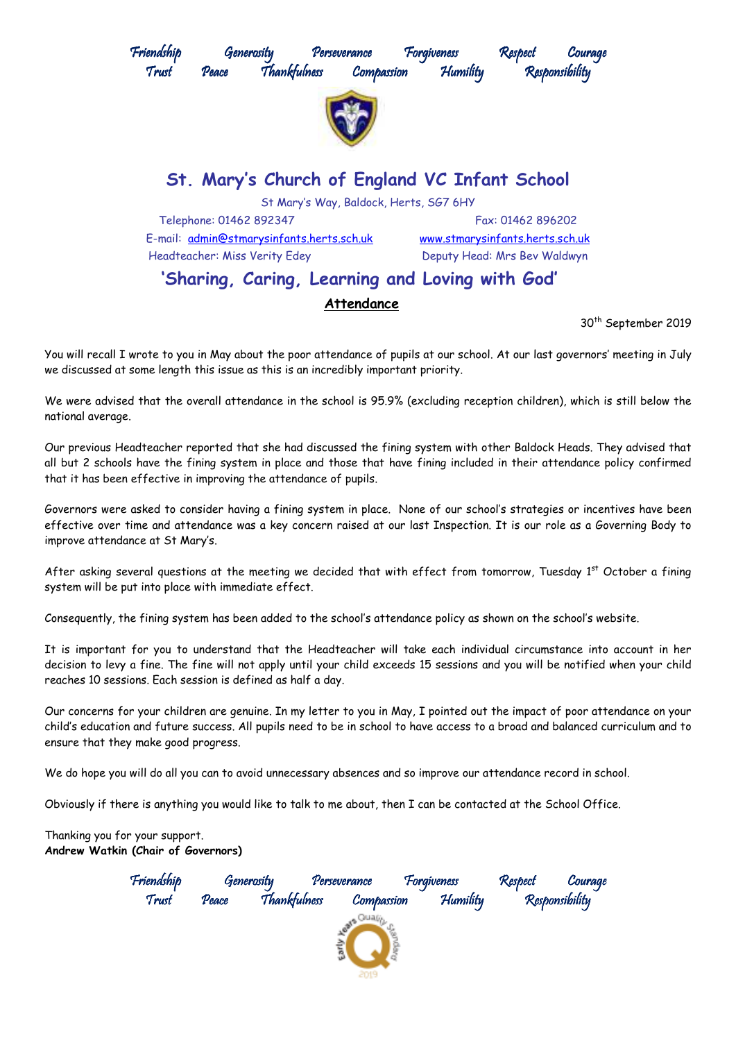Friendship Generosity Perseverance Forgiveness Respect Courage
Trust Peace Thankfulness Compassion Humility Responsibility

# St. Mary's Church of England VC Infant School

St Mary's Way, Baldock, Herts, SG7 6HY

Telephone: 01462 892347 Fax: 01462 896202

E-mail: admin@stmarysinfants.herts.sch.uk www.stmarysinfants.herts.sch.uk

Headteacher: Miss Verity Edey Deputy Head: Mrs Bev Waldwyn

## 'Sharing, Caring, Learning and Loving with God'

**Attendance**

30th September 2019

You will recall I wrote to you in May about the poor attendance of pupils at our school. At our last governors' meeting in July we discussed at some length this issue as this is an incredibly important priority.

We were advised that the overall attendance in the school is 95.9% (excluding reception children), which is still below the national average.

Our previous Headteacher reported that she had discussed the fining system with other Baldock Heads. They advised that all but 2 schools have the fining system in place and those that have fining included in their attendance policy confirmed that it has been effective in improving the attendance of pupils.

Governors were asked to consider having a fining system in place. None of our school's strategies or incentives have been effective over time and attendance was a key concern raised at our last Inspection. It is our role as a Governing Body to improve attendance at St Mary's.

After asking several questions at the meeting we decided that with effect from tomorrow, Tuesday 1st October a fining system will be put into place with immediate effect.

Consequently, the fining system has been added to the school's attendance policy as shown on the school's website.

It is important for you to understand that the Headteacher will take each individual circumstance into account in her decision to levy a fine. The fine will not apply until your child exceeds 15 sessions and you will be notified when your child reaches 10 sessions. Each session is defined as half a day.

Our concerns for your children are genuine. In my letter to you in May, I pointed out the impact of poor attendance on your child's education and future success. All pupils need to be in school to have access to a broad and balanced curriculum and to ensure that they make good progress.

We do hope you will do all you can to avoid unnecessary absences and so improve our attendance record in school.

Obviously if there is anything you would like to talk to me about, then I can be contacted at the School Office.

Thanking you for your support.
**Andrew Watkin (Chair of Governors)**

Friendship Generosity Perseverance Forgiveness Respect Courage
Trust Peace Thankfulness Compassion Humility Responsibility